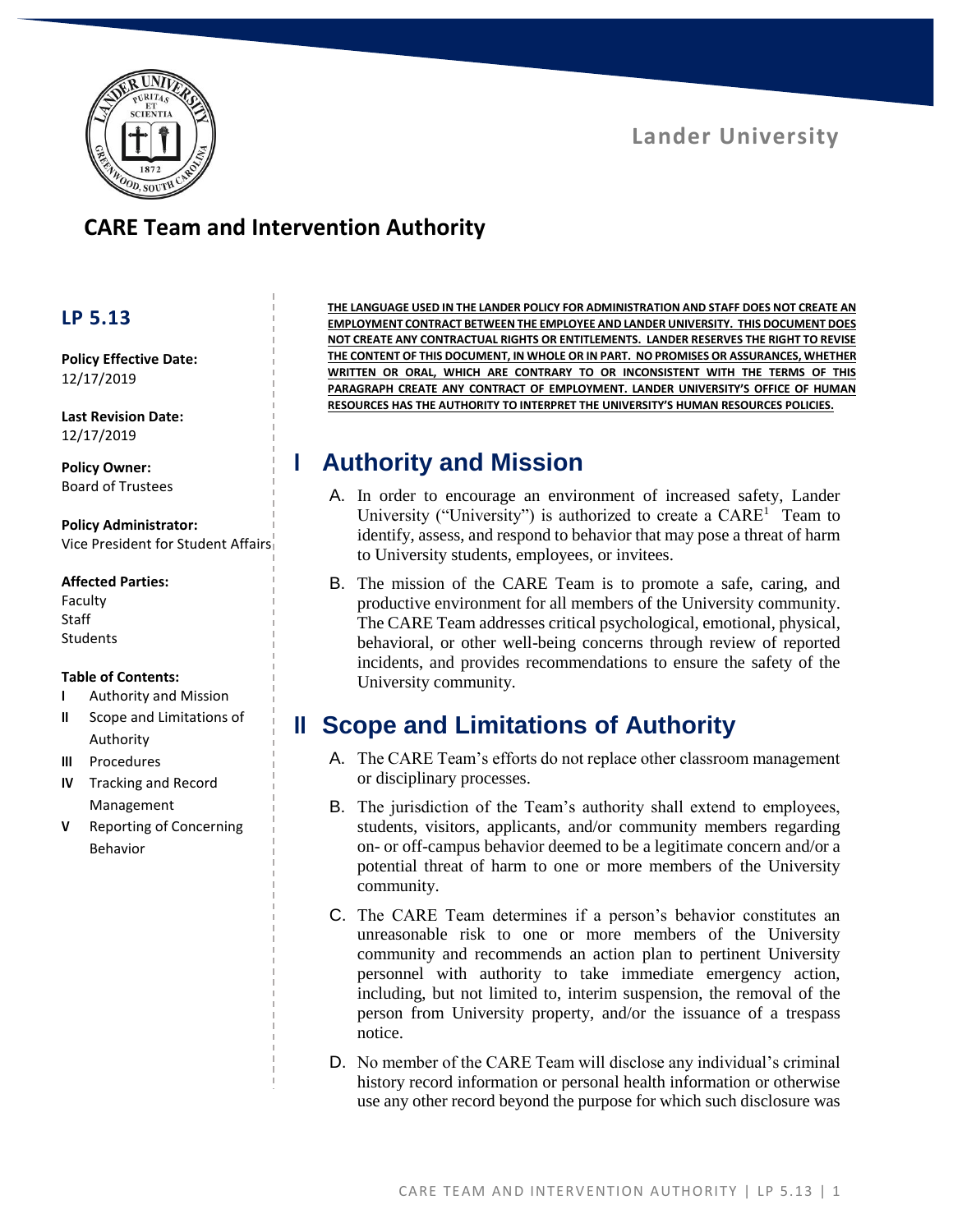Lander University

# CARE Team and Intervention Authority

## LP 5.13

**Policy Effective Date:**
12/17/2019

**Last Revision Date:**
12/17/2019

**Policy Owner:**
Board of Trustees

**Policy Administrator:**
Vice President for Student Affairs

**Affected Parties:**
Faculty
Staff
Students

**Table of Contents:**

- **I** Authority and Mission
- **II** Scope and Limitations of Authority
- **III** Procedures
- **IV** Tracking and Record Management
- **V** Reporting of Concerning Behavior

**THE LANGUAGE USED IN THE LANDER POLICY FOR ADMINISTRATION AND STAFF DOES NOT CREATE AN EMPLOYMENT CONTRACT BETWEEN THE EMPLOYEE AND LANDER UNIVERSITY. THIS DOCUMENT DOES NOT CREATE ANY CONTRACTUAL RIGHTS OR ENTITLEMENTS. LANDER RESERVES THE RIGHT TO REVISE THE CONTENT OF THIS DOCUMENT, IN WHOLE OR IN PART. NO PROMISES OR ASSURANCES, WHETHER WRITTEN OR ORAL, WHICH ARE CONTRARY TO OR INCONSISTENT WITH THE TERMS OF THIS PARAGRAPH CREATE ANY CONTRACT OF EMPLOYMENT. LANDER UNIVERSITY'S OFFICE OF HUMAN RESOURCES HAS THE AUTHORITY TO INTERPRET THE UNIVERSITY'S HUMAN RESOURCES POLICIES.**

# I Authority and Mission

A. In order to encourage an environment of increased safety, Lander University ("University") is authorized to create a CARE[1] Team to identify, assess, and respond to behavior that may pose a threat of harm to University students, employees, or invitees.

B. The mission of the CARE Team is to promote a safe, caring, and productive environment for all members of the University community. The CARE Team addresses critical psychological, emotional, physical, behavioral, or other well-being concerns through review of reported incidents, and provides recommendations to ensure the safety of the University community.

# II Scope and Limitations of Authority

A. The CARE Team's efforts do not replace other classroom management or disciplinary processes.

B. The jurisdiction of the Team's authority shall extend to employees, students, visitors, applicants, and/or community members regarding on- or off-campus behavior deemed to be a legitimate concern and/or a potential threat of harm to one or more members of the University community.

C. The CARE Team determines if a person's behavior constitutes an unreasonable risk to one or more members of the University community and recommends an action plan to pertinent University personnel with authority to take immediate emergency action, including, but not limited to, interim suspension, the removal of the person from University property, and/or the issuance of a trespass notice.

D. No member of the CARE Team will disclose any individual's criminal history record information or personal health information or otherwise use any other record beyond the purpose for which such disclosure was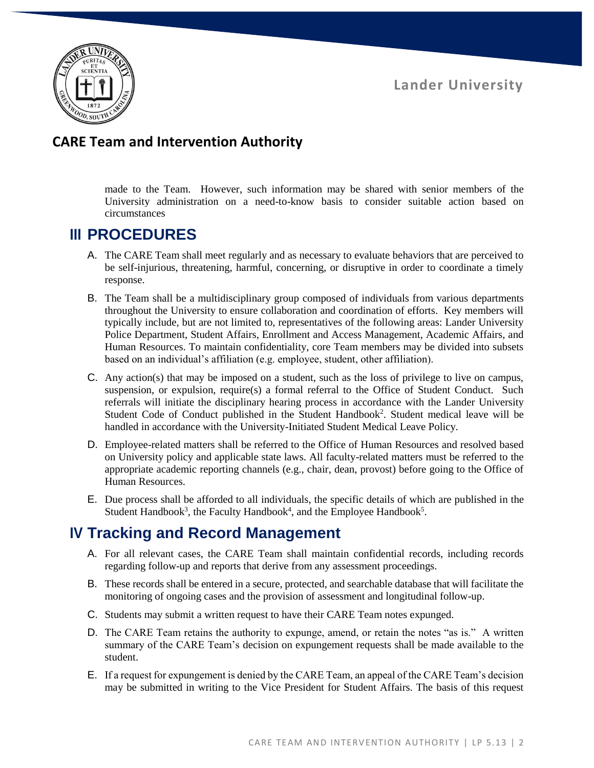made to the Team. However, such information may be shared with senior members of the University administration on a need-to-know basis to consider suitable action based on circumstances

## III PROCEDURES

A. The CARE Team shall meet regularly and as necessary to evaluate behaviors that are perceived to be self-injurious, threatening, harmful, concerning, or disruptive in order to coordinate a timely response.

B. The Team shall be a multidisciplinary group composed of individuals from various departments throughout the University to ensure collaboration and coordination of efforts. Key members will typically include, but are not limited to, representatives of the following areas: Lander University Police Department, Student Affairs, Enrollment and Access Management, Academic Affairs, and Human Resources. To maintain confidentiality, core Team members may be divided into subsets based on an individual's affiliation (e.g. employee, student, other affiliation).

C. Any action(s) that may be imposed on a student, such as the loss of privilege to live on campus, suspension, or expulsion, require(s) a formal referral to the Office of Student Conduct. Such referrals will initiate the disciplinary hearing process in accordance with the Lander University Student Code of Conduct published in the Student Handbook[2]. Student medical leave will be handled in accordance with the University-Initiated Student Medical Leave Policy.

D. Employee-related matters shall be referred to the Office of Human Resources and resolved based on University policy and applicable state laws. All faculty-related matters must be referred to the appropriate academic reporting channels (e.g., chair, dean, provost) before going to the Office of Human Resources.

E. Due process shall be afforded to all individuals, the specific details of which are published in the Student Handbook[3], the Faculty Handbook[4], and the Employee Handbook[5].

## IV Tracking and Record Management

A. For all relevant cases, the CARE Team shall maintain confidential records, including records regarding follow-up and reports that derive from any assessment proceedings.

B. These records shall be entered in a secure, protected, and searchable database that will facilitate the monitoring of ongoing cases and the provision of assessment and longitudinal follow-up.

C. Students may submit a written request to have their CARE Team notes expunged.

D. The CARE Team retains the authority to expunge, amend, or retain the notes "as is." A written summary of the CARE Team's decision on expungement requests shall be made available to the student.

E. If a request for expungement is denied by the CARE Team, an appeal of the CARE Team's decision may be submitted in writing to the Vice President for Student Affairs. The basis of this request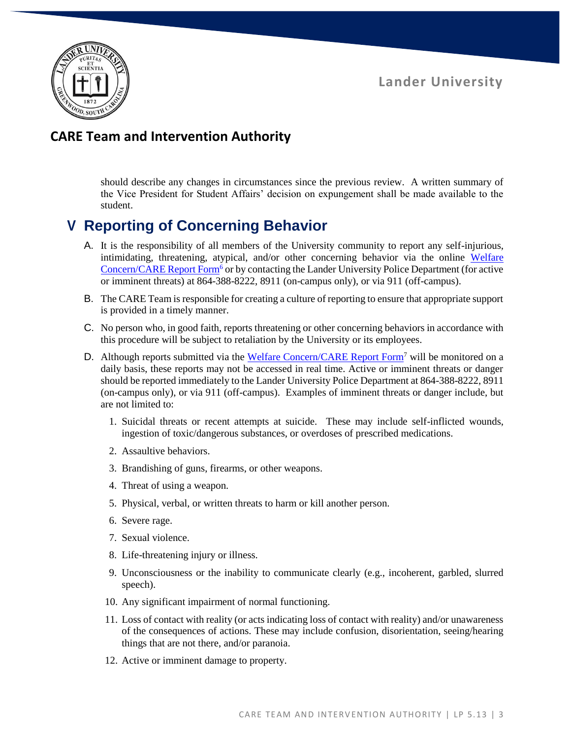should describe any changes in circumstances since the previous review. A written summary of the Vice President for Student Affairs' decision on expungement shall be made available to the student.

## V Reporting of Concerning Behavior

A. It is the responsibility of all members of the University community to report any self-injurious, intimidating, threatening, atypical, and/or other concerning behavior via the online Welfare Concern/CARE Report Form[6] or by contacting the Lander University Police Department (for active or imminent threats) at 864-388-8222, 8911 (on-campus only), or via 911 (off-campus).

B. The CARE Team is responsible for creating a culture of reporting to ensure that appropriate support is provided in a timely manner.

C. No person who, in good faith, reports threatening or other concerning behaviors in accordance with this procedure will be subject to retaliation by the University or its employees.

D. Although reports submitted via the Welfare Concern/CARE Report Form[7] will be monitored on a daily basis, these reports may not be accessed in real time. Active or imminent threats or danger should be reported immediately to the Lander University Police Department at 864-388-8222, 8911 (on-campus only), or via 911 (off-campus). Examples of imminent threats or danger include, but are not limited to:

1. Suicidal threats or recent attempts at suicide. These may include self-inflicted wounds, ingestion of toxic/dangerous substances, or overdoses of prescribed medications.
2. Assaultive behaviors.
3. Brandishing of guns, firearms, or other weapons.
4. Threat of using a weapon.
5. Physical, verbal, or written threats to harm or kill another person.
6. Severe rage.
7. Sexual violence.
8. Life-threatening injury or illness.
9. Unconsciousness or the inability to communicate clearly (e.g., incoherent, garbled, slurred speech).
10. Any significant impairment of normal functioning.
11. Loss of contact with reality (or acts indicating loss of contact with reality) and/or unawareness of the consequences of actions. These may include confusion, disorientation, seeing/hearing things that are not there, and/or paranoia.
12. Active or imminent damage to property.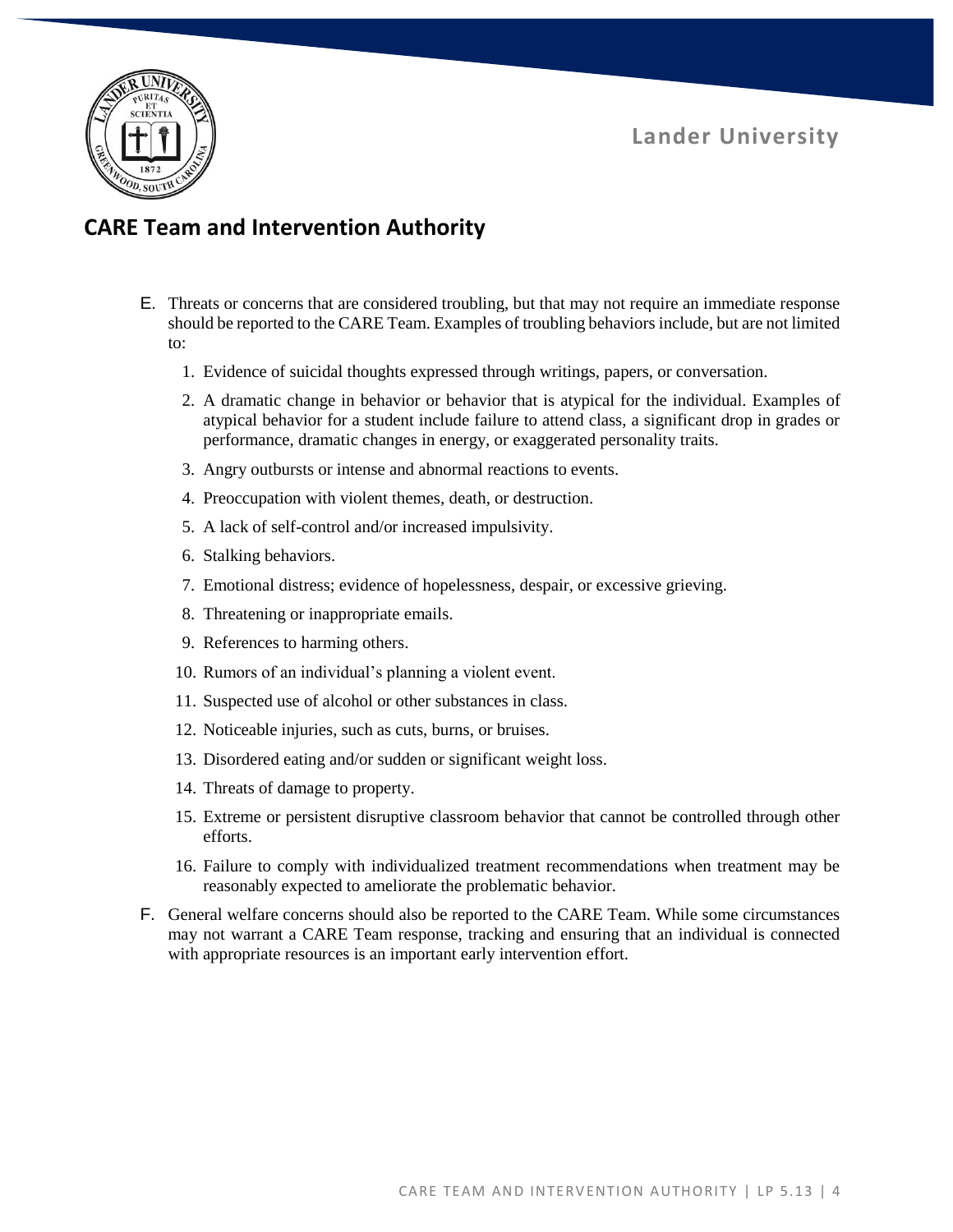## CARE Team and Intervention Authority

E. Threats or concerns that are considered troubling, but that may not require an immediate response should be reported to the CARE Team. Examples of troubling behaviors include, but are not limited to:

   1. Evidence of suicidal thoughts expressed through writings, papers, or conversation.
   2. A dramatic change in behavior or behavior that is atypical for the individual. Examples of atypical behavior for a student include failure to attend class, a significant drop in grades or performance, dramatic changes in energy, or exaggerated personality traits.
   3. Angry outbursts or intense and abnormal reactions to events.
   4. Preoccupation with violent themes, death, or destruction.
   5. A lack of self-control and/or increased impulsivity.
   6. Stalking behaviors.
   7. Emotional distress; evidence of hopelessness, despair, or excessive grieving.
   8. Threatening or inappropriate emails.
   9. References to harming others.
   10. Rumors of an individual's planning a violent event.
   11. Suspected use of alcohol or other substances in class.
   12. Noticeable injuries, such as cuts, burns, or bruises.
   13. Disordered eating and/or sudden or significant weight loss.
   14. Threats of damage to property.
   15. Extreme or persistent disruptive classroom behavior that cannot be controlled through other efforts.
   16. Failure to comply with individualized treatment recommendations when treatment may be reasonably expected to ameliorate the problematic behavior.

F. General welfare concerns should also be reported to the CARE Team. While some circumstances may not warrant a CARE Team response, tracking and ensuring that an individual is connected with appropriate resources is an important early intervention effort.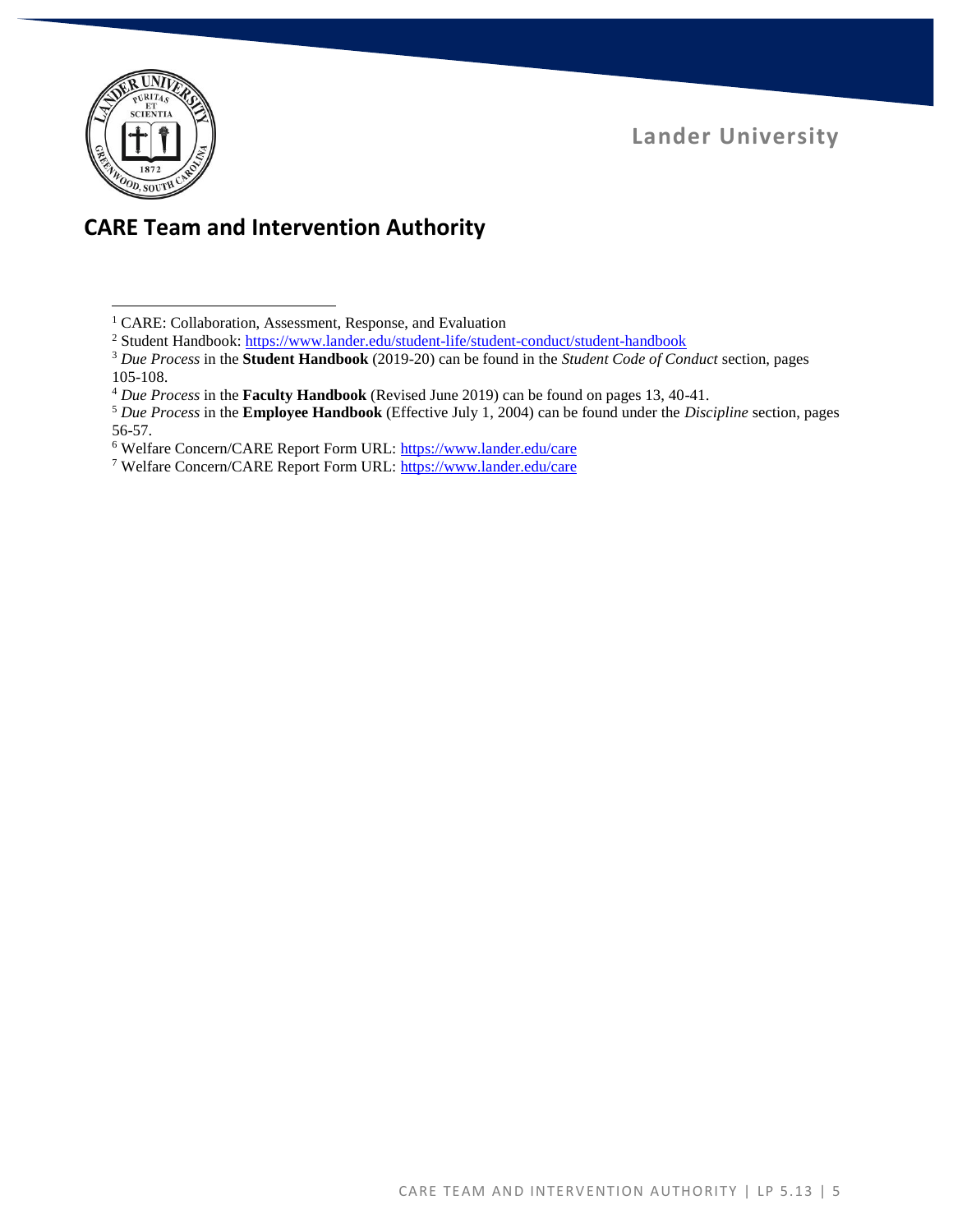## CARE Team and Intervention Authority

---

[1] CARE: Collaboration, Assessment, Response, and Evaluation

[2] Student Handbook: https://www.lander.edu/student-life/student-conduct/student-handbook

[3] *Due Process* in the **Student Handbook** (2019-20) can be found in the *Student Code of Conduct* section, pages 105-108.

[4] *Due Process* in the **Faculty Handbook** (Revised June 2019) can be found on pages 13, 40-41.

[5] *Due Process* in the **Employee Handbook** (Effective July 1, 2004) can be found under the *Discipline* section, pages 56-57.

[6] Welfare Concern/CARE Report Form URL: https://www.lander.edu/care

[7] Welfare Concern/CARE Report Form URL: https://www.lander.edu/care